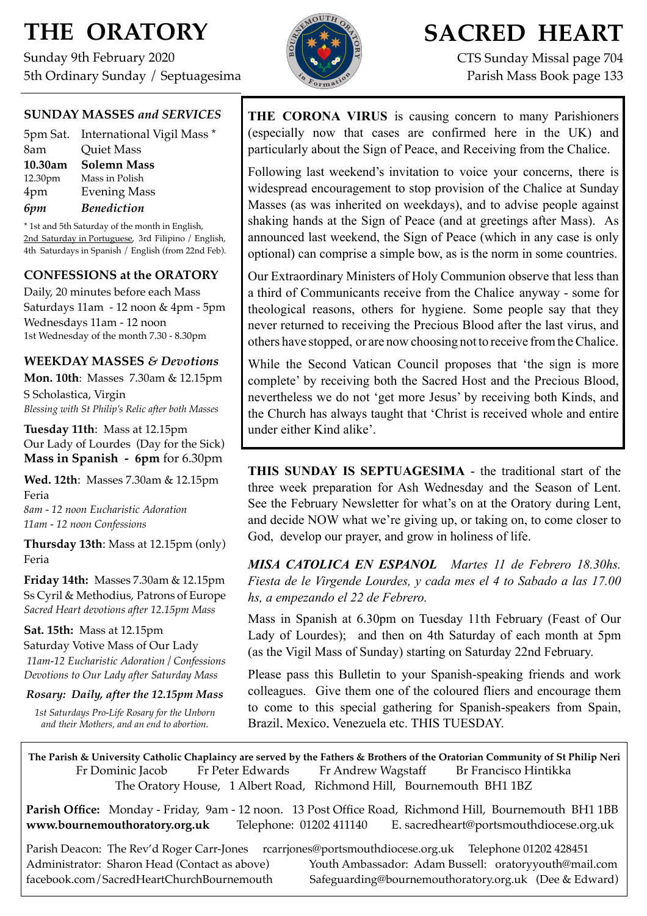# THE ORATORY

Sunday 9th February 2020
5th Ordinary Sunday / Septuagesima

# SACRED HEART

CTS Sunday Missal page 704
Parish Mass Book page 133

## SUNDAY MASSES *and SERVICES*

| | |
|---|---|
| 5pm Sat. | International Vigil Mass * |
| 8am | Quiet Mass |
| **10.30am** | **Solemn Mass** |
| 12.30pm | Mass in Polish |
| 4pm | Evening Mass |
| *6pm* | ***Benediction*** |

* 1st and 5th Saturday of the month in English, 2nd Saturday in Portuguese, 3rd Filipino / English, 4th Saturdays in Spanish / English (from 22nd Feb).

## CONFESSIONS at the ORATORY

Daily, 20 minutes before each Mass
Saturdays 11am - 12 noon & 4pm - 5pm
Wednesdays 11am - 12 noon
1st Wednesday of the month 7.30 - 8.30pm

## WEEKDAY MASSES *& Devotions*

**Mon. 10th**: Masses 7.30am & 12.15pm
S Scholastica, Virgin
*Blessing with St Philip's Relic after both Masses*

**Tuesday 11th**: Mass at 12.15pm
Our Lady of Lourdes (Day for the Sick)
**Mass in Spanish - 6pm** for 6.30pm

**Wed. 12th**: Masses 7.30am & 12.15pm
Feria
*8am - 12 noon Eucharistic Adoration*
*11am - 12 noon Confessions*

**Thursday 13th**: Mass at 12.15pm (only)
Feria

**Friday 14th:** Masses 7.30am & 12.15pm
Ss Cyril & Methodius, Patrons of Europe
*Sacred Heart devotions after 12.15pm Mass*

**Sat. 15th:** Mass at 12.15pm
Saturday Votive Mass of Our Lady
*11am-12 Eucharistic Adoration / Confessions*
*Devotions to Our Lady after Saturday Mass*

***Rosary: Daily, after the 12.15pm Mass***

*1st Saturdays Pro-Life Rosary for the Unborn and their Mothers, and an end to abortion.*

**THE CORONA VIRUS** is causing concern to many Parishioners (especially now that cases are confirmed here in the UK) and particularly about the Sign of Peace, and Receiving from the Chalice.

Following last weekend's invitation to voice your concerns, there is widespread encouragement to stop provision of the Chalice at Sunday Masses (as was inherited on weekdays), and to advise people against shaking hands at the Sign of Peace (and at greetings after Mass). As announced last weekend, the Sign of Peace (which in any case is only optional) can comprise a simple bow, as is the norm in some countries.

Our Extraordinary Ministers of Holy Communion observe that less than a third of Communicants receive from the Chalice anyway - some for theological reasons, others for hygiene. Some people say that they never returned to receiving the Precious Blood after the last virus, and others have stopped, or are now choosing not to receive from the Chalice.

While the Second Vatican Council proposes that 'the sign is more complete' by receiving both the Sacred Host and the Precious Blood, nevertheless we do not 'get more Jesus' by receiving both Kinds, and the Church has always taught that 'Christ is received whole and entire under either Kind alike'.

**THIS SUNDAY IS SEPTUAGESIMA** - the traditional start of the three week preparation for Ash Wednesday and the Season of Lent. See the February Newsletter for what's on at the Oratory during Lent, and decide NOW what we're giving up, or taking on, to come closer to God, develop our prayer, and grow in holiness of life.

***MISA CATOLICA EN ESPANOL*** *Martes 11 de Febrero 18.30hs. Fiesta de le Virgende Lourdes, y cada mes el 4 to Sabado a las 17.00 hs, a empezando el 22 de Febrero.*

Mass in Spanish at 6.30pm on Tuesday 11th February (Feast of Our Lady of Lourdes); and then on 4th Saturday of each month at 5pm (as the Vigil Mass of Sunday) starting on Saturday 22nd February.

Please pass this Bulletin to your Spanish-speaking friends and work colleagues. Give them one of the coloured fliers and encourage them to come to this special gathering for Spanish-speakers from Spain, Brazil, Mexico, Venezuela etc. THIS TUESDAY.

**The Parish & University Catholic Chaplaincy are served by the Fathers & Brothers of the Oratorian Community of St Philip Neri**
Fr Dominic Jacob Fr Peter Edwards Fr Andrew Wagstaff Br Francisco Hintikka
The Oratory House, 1 Albert Road, Richmond Hill, Bournemouth BH1 1BZ

**Parish Office:** Monday - Friday, 9am - 12 noon. 13 Post Office Road, Richmond Hill, Bournemouth BH1 1BB
**www.bournemouthoratory.org.uk** Telephone: 01202 411140 E. sacredheart@portsmouthdiocese.org.uk

Parish Deacon: The Rev'd Roger Carr-Jones rcarrjones@portsmouthdiocese.org.uk Telephone 01202 428451
Administrator: Sharon Head (Contact as above) Youth Ambassador: Adam Bussell: oratoryyouth@mail.com
facebook.com/SacredHeartChurchBournemouth Safeguarding@bournemouthoratory.org.uk (Dee & Edward)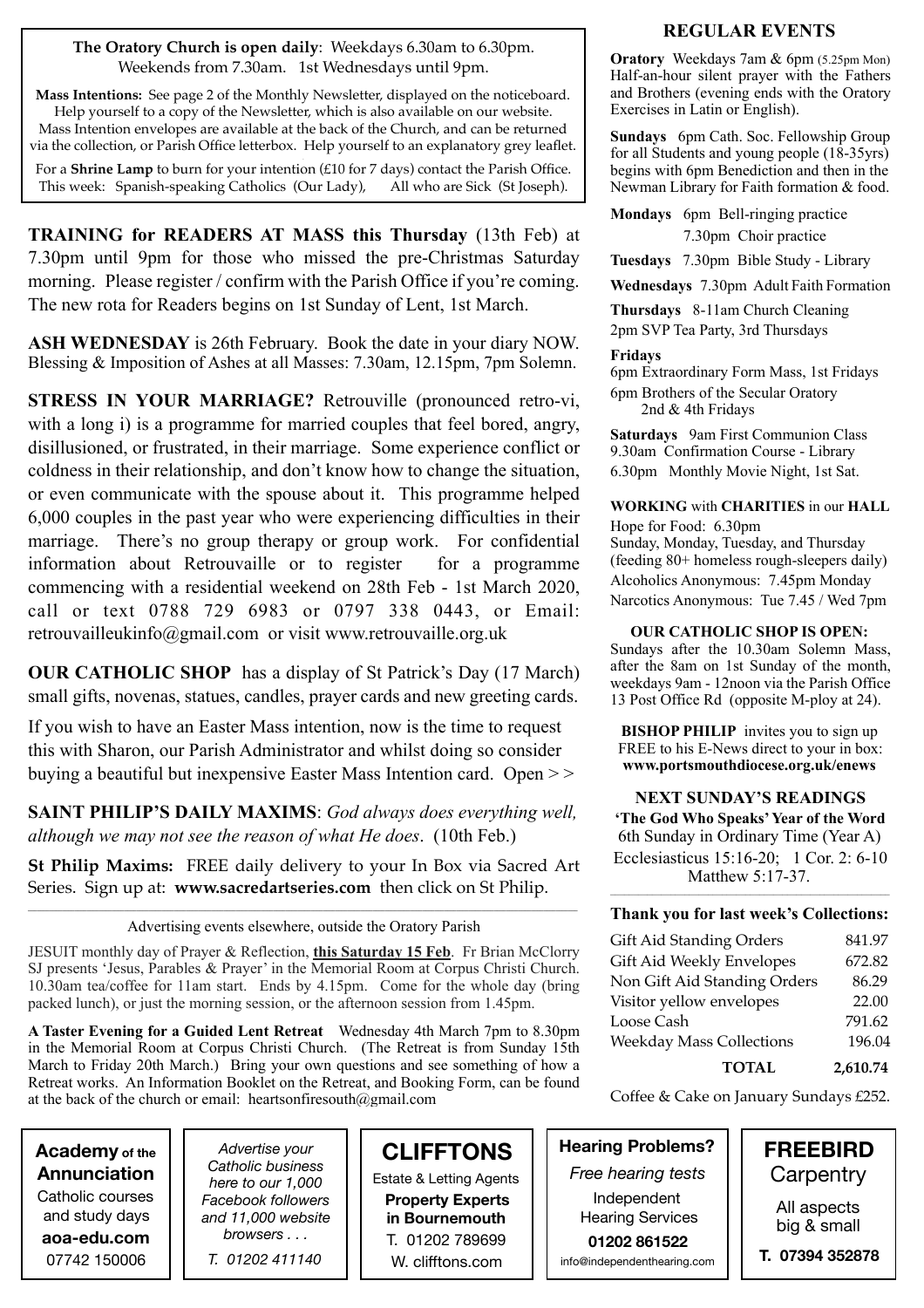**The Oratory Church is open daily**: Weekdays 6.30am to 6.30pm. Weekends from 7.30am. 1st Wednesdays until 9pm.

**Mass Intentions:** See page 2 of the Monthly Newsletter, displayed on the noticeboard. Help yourself to a copy of the Newsletter, which is also available on our website. Mass Intention envelopes are available at the back of the Church, and can be returned via the collection, or Parish Office letterbox. Help yourself to an explanatory grey leaflet.

For a **Shrine Lamp** to burn for your intention (£10 for 7 days) contact the Parish Office. This week: Spanish-speaking Catholics (Our Lady), All who are Sick (St Joseph).

**TRAINING for READERS AT MASS this Thursday** (13th Feb) at 7.30pm until 9pm for those who missed the pre-Christmas Saturday morning. Please register / confirm with the Parish Office if you're coming. The new rota for Readers begins on 1st Sunday of Lent, 1st March.

**ASH WEDNESDAY** is 26th February. Book the date in your diary NOW. Blessing & Imposition of Ashes at all Masses: 7.30am, 12.15pm, 7pm Solemn.

**STRESS IN YOUR MARRIAGE?** Retrouville (pronounced retro-vi, with a long i) is a programme for married couples that feel bored, angry, disillusioned, or frustrated, in their marriage. Some experience conflict or coldness in their relationship, and don't know how to change the situation, or even communicate with the spouse about it. This programme helped 6,000 couples in the past year who were experiencing difficulties in their marriage. There's no group therapy or group work. For confidential information about Retrouvaille or to register for a programme commencing with a residential weekend on 28th Feb - 1st March 2020, call or text 0788 729 6983 or 0797 338 0443, or Email: retrouvailleukinfo@gmail.com or visit www.retrouvaille.org.uk

**OUR CATHOLIC SHOP** has a display of St Patrick's Day (17 March) small gifts, novenas, statues, candles, prayer cards and new greeting cards.

If you wish to have an Easter Mass intention, now is the time to request this with Sharon, our Parish Administrator and whilst doing so consider buying a beautiful but inexpensive Easter Mass Intention card. Open > >

**SAINT PHILIP'S DAILY MAXIMS**: *God always does everything well, although we may not see the reason of what He does*. (10th Feb.)

**St Philip Maxims:** FREE daily delivery to your In Box via Sacred Art Series. Sign up at: **www.sacredartseries.com** then click on St Philip.

---

Advertising events elsewhere, outside the Oratory Parish

JESUIT monthly day of Prayer & Reflection, **this Saturday 15 Feb**. Fr Brian McClorry SJ presents 'Jesus, Parables & Prayer' in the Memorial Room at Corpus Christi Church. 10.30am tea/coffee for 11am start. Ends by 4.15pm. Come for the whole day (bring packed lunch), or just the morning session, or the afternoon session from 1.45pm.

**A Taster Evening for a Guided Lent Retreat** Wednesday 4th March 7pm to 8.30pm in the Memorial Room at Corpus Christi Church. (The Retreat is from Sunday 15th March to Friday 20th March.) Bring your own questions and see something of how a Retreat works. An Information Booklet on the Retreat, and Booking Form, can be found at the back of the church or email: heartsonfiresouth@gmail.com

## REGULAR EVENTS

**Oratory** Weekdays 7am & 6pm (5.25pm Mon) Half-an-hour silent prayer with the Fathers and Brothers (evening ends with the Oratory Exercises in Latin or English).

**Sundays** 6pm Cath. Soc. Fellowship Group for all Students and young people (18-35yrs) begins with 6pm Benediction and then in the Newman Library for Faith formation & food.

**Mondays** 6pm Bell-ringing practice
7.30pm Choir practice

**Tuesdays** 7.30pm Bible Study - Library

**Wednesdays** 7.30pm Adult Faith Formation

**Thursdays** 8-11am Church Cleaning
2pm SVP Tea Party, 3rd Thursdays

**Fridays**
6pm Extraordinary Form Mass, 1st Fridays
6pm Brothers of the Secular Oratory 2nd & 4th Fridays

**Saturdays** 9am First Communion Class
9.30am Confirmation Course - Library
6.30pm Monthly Movie Night, 1st Sat.

**WORKING** with **CHARITIES** in our **HALL**
Hope for Food: 6.30pm
Sunday, Monday, Tuesday, and Thursday (feeding 80+ homeless rough-sleepers daily)
Alcoholics Anonymous: 7.45pm Monday
Narcotics Anonymous: Tue 7.45 / Wed 7pm

**OUR CATHOLIC SHOP IS OPEN:**
Sundays after the 10.30am Solemn Mass, after the 8am on 1st Sunday of the month, weekdays 9am - 12noon via the Parish Office 13 Post Office Rd (opposite M-ploy at 24).

**BISHOP PHILIP** invites you to sign up FREE to his E-News direct to your in box: **www.portsmouthdiocese.org.uk/enews**

**NEXT SUNDAY'S READINGS**
**'The God Who Speaks' Year of the Word**
6th Sunday in Ordinary Time (Year A)
Ecclesiasticus 15:16-20; 1 Cor. 2: 6-10
Matthew 5:17-37.

**Thank you for last week's Collections:**

| | |
|---|---|
| Gift Aid Standing Orders | 841.97 |
| Gift Aid Weekly Envelopes | 672.82 |
| Non Gift Aid Standing Orders | 86.29 |
| Visitor yellow envelopes | 22.00 |
| Loose Cash | 791.62 |
| Weekday Mass Collections | 196.04 |
| **TOTAL** | **2,610.74** |

Coffee & Cake on January Sundays £252.

---

**Academy of the Annunciation**
Catholic courses and study days
**aoa-edu.com**
07742 150006

*Advertise your Catholic business here to our 1,000 Facebook followers and 11,000 website browsers . . .*
*T. 01202 411140*

**CLIFFTONS**
Estate & Letting Agents
**Property Experts in Bournemouth**
T. 01202 789699
W. cliftons.com

**Hearing Problems?**
*Free hearing tests*
Independent Hearing Services
**01202 861522**
info@independenthearing.com

**FREEBIRD** Carpentry
All aspects big & small
**T. 07394 352878**